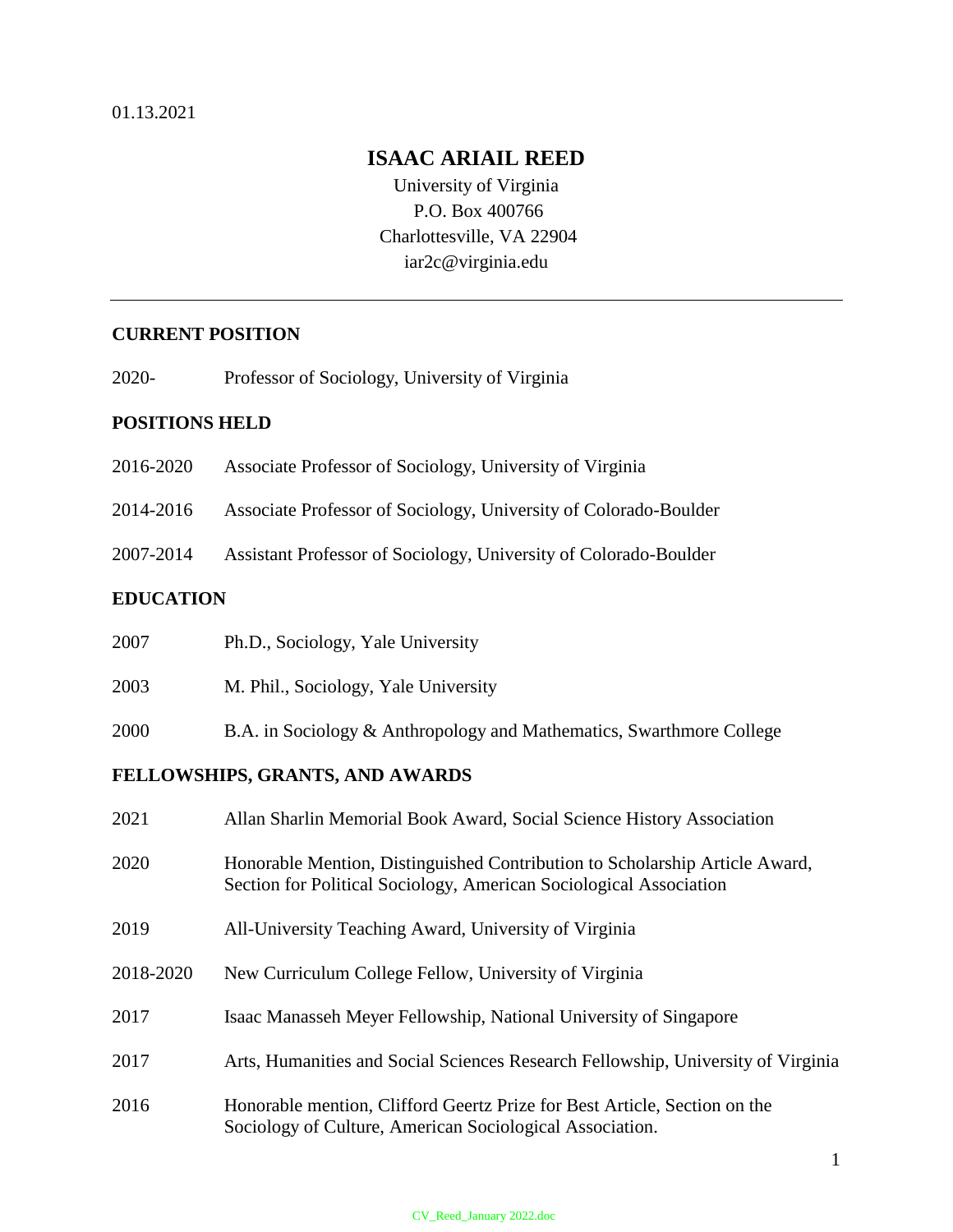01.13.2021

# ISAAC ARIAIL REED

University of Virginia
P.O. Box 400766
Charlottesville, VA 22904
iar2c@virginia.edu

---

## CURRENT POSITION

2020- Professor of Sociology, University of Virginia

## POSITIONS HELD

2016-2020 Associate Professor of Sociology, University of Virginia

2014-2016 Associate Professor of Sociology, University of Colorado-Boulder

2007-2014 Assistant Professor of Sociology, University of Colorado-Boulder

## EDUCATION

2007 Ph.D., Sociology, Yale University

2003 M. Phil., Sociology, Yale University

2000 B.A. in Sociology & Anthropology and Mathematics, Swarthmore College

## FELLOWSHIPS, GRANTS, AND AWARDS

2021 Allan Sharlin Memorial Book Award, Social Science History Association

2020 Honorable Mention, Distinguished Contribution to Scholarship Article Award, Section for Political Sociology, American Sociological Association

2019 All-University Teaching Award, University of Virginia

2018-2020 New Curriculum College Fellow, University of Virginia

2017 Isaac Manasseh Meyer Fellowship, National University of Singapore

2017 Arts, Humanities and Social Sciences Research Fellowship, University of Virginia

2016 Honorable mention, Clifford Geertz Prize for Best Article, Section on the Sociology of Culture, American Sociological Association.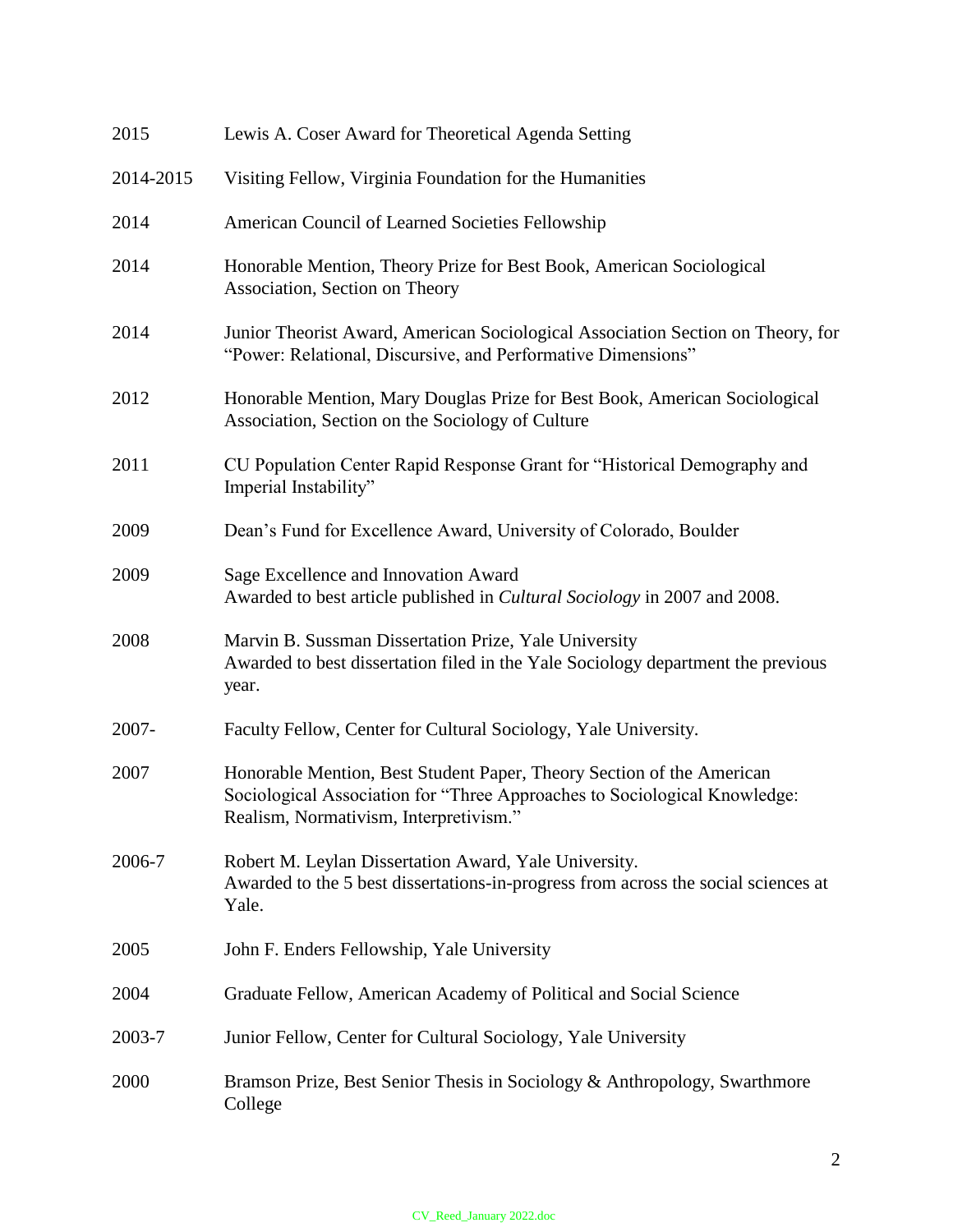| | |
|---|---|
| 2015 | Lewis A. Coser Award for Theoretical Agenda Setting |
| 2014-2015 | Visiting Fellow, Virginia Foundation for the Humanities |
| 2014 | American Council of Learned Societies Fellowship |
| 2014 | Honorable Mention, Theory Prize for Best Book, American Sociological Association, Section on Theory |
| 2014 | Junior Theorist Award, American Sociological Association Section on Theory, for "Power: Relational, Discursive, and Performative Dimensions" |
| 2012 | Honorable Mention, Mary Douglas Prize for Best Book, American Sociological Association, Section on the Sociology of Culture |
| 2011 | CU Population Center Rapid Response Grant for "Historical Demography and Imperial Instability" |
| 2009 | Dean's Fund for Excellence Award, University of Colorado, Boulder |
| 2009 | Sage Excellence and Innovation Award<br>Awarded to best article published in *Cultural Sociology* in 2007 and 2008. |
| 2008 | Marvin B. Sussman Dissertation Prize, Yale University<br>Awarded to best dissertation filed in the Yale Sociology department the previous year. |
| 2007- | Faculty Fellow, Center for Cultural Sociology, Yale University. |
| 2007 | Honorable Mention, Best Student Paper, Theory Section of the American Sociological Association for "Three Approaches to Sociological Knowledge: Realism, Normativism, Interpretivism." |
| 2006-7 | Robert M. Leylan Dissertation Award, Yale University.<br>Awarded to the 5 best dissertations-in-progress from across the social sciences at Yale. |
| 2005 | John F. Enders Fellowship, Yale University |
| 2004 | Graduate Fellow, American Academy of Political and Social Science |
| 2003-7 | Junior Fellow, Center for Cultural Sociology, Yale University |
| 2000 | Bramson Prize, Best Senior Thesis in Sociology & Anthropology, Swarthmore College |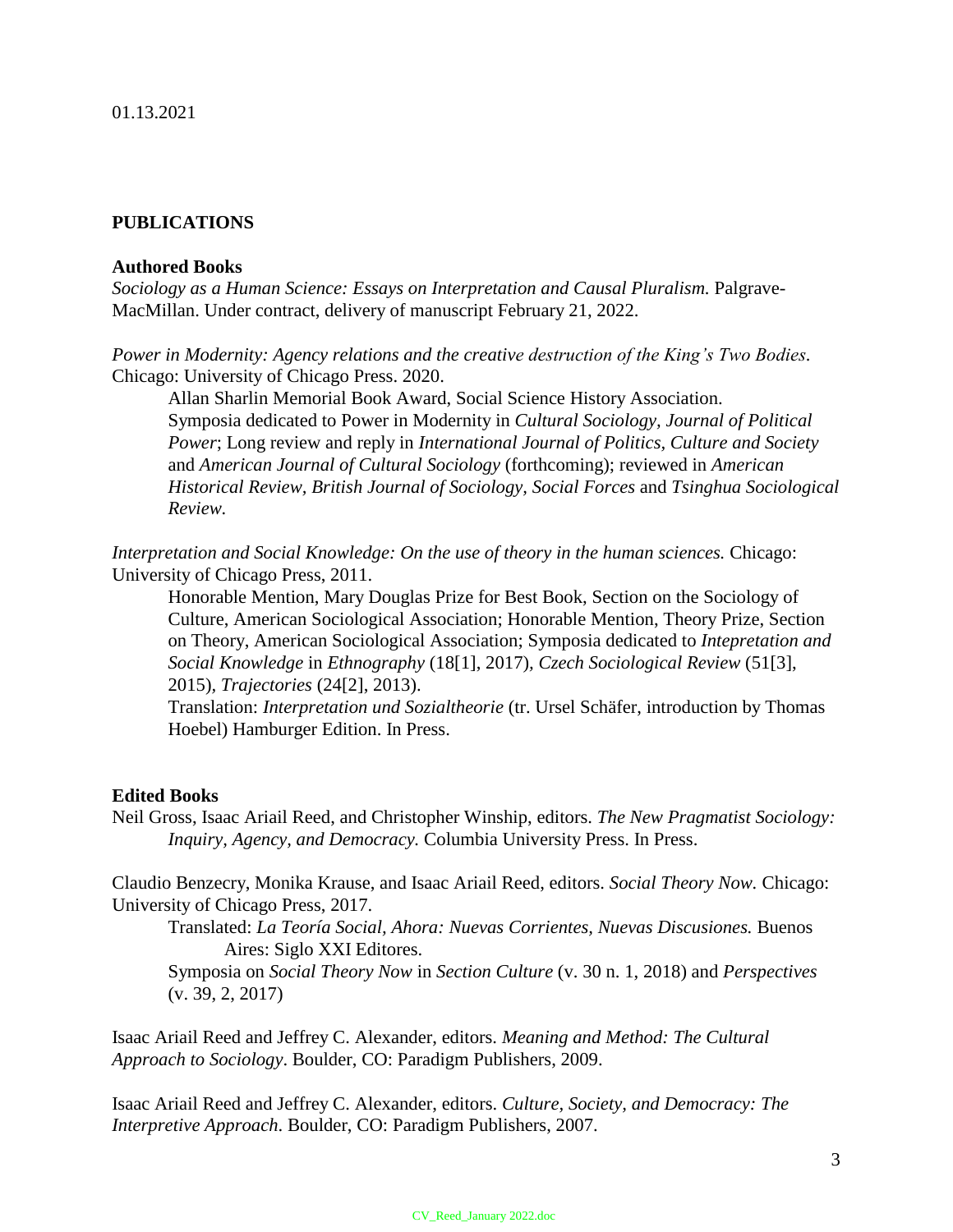01.13.2021

## PUBLICATIONS

### Authored Books

*Sociology as a Human Science: Essays on Interpretation and Causal Pluralism.* Palgrave-MacMillan. Under contract, delivery of manuscript February 21, 2022.

*Power in Modernity: Agency relations and the creative destruction of the King's Two Bodies*. Chicago: University of Chicago Press. 2020.

> Allan Sharlin Memorial Book Award, Social Science History Association.
> Symposia dedicated to Power in Modernity in *Cultural Sociology, Journal of Political Power*; Long review and reply in *International Journal of Politics, Culture and Society* and *American Journal of Cultural Sociology* (forthcoming); reviewed in *American Historical Review, British Journal of Sociology, Social Forces* and *Tsinghua Sociological Review.*

*Interpretation and Social Knowledge: On the use of theory in the human sciences.* Chicago: University of Chicago Press, 2011.

> Honorable Mention, Mary Douglas Prize for Best Book, Section on the Sociology of Culture, American Sociological Association; Honorable Mention, Theory Prize, Section on Theory, American Sociological Association; Symposia dedicated to *Intepretation and Social Knowledge* in *Ethnography* (18[1], 2017)*, Czech Sociological Review* (51[3], 2015)*, Trajectories* (24[2], 2013).
> Translation: *Interpretation und Sozialtheorie* (tr. Ursel Schäfer, introduction by Thomas Hoebel) Hamburger Edition. In Press.

### Edited Books

Neil Gross, Isaac Ariail Reed, and Christopher Winship, editors. *The New Pragmatist Sociology: Inquiry, Agency, and Democracy.* Columbia University Press. In Press.

Claudio Benzecry, Monika Krause, and Isaac Ariail Reed, editors. *Social Theory Now.* Chicago: University of Chicago Press, 2017.

> Translated: *La Teoría Social, Ahora: Nuevas Corrientes, Nuevas Discusiones.* Buenos Aires: Siglo XXI Editores.
> Symposia on *Social Theory Now* in *Section Culture* (v. 30 n. 1, 2018) and *Perspectives* (v. 39, 2, 2017)

Isaac Ariail Reed and Jeffrey C. Alexander, editors. *Meaning and Method: The Cultural Approach to Sociology*. Boulder, CO: Paradigm Publishers, 2009.

Isaac Ariail Reed and Jeffrey C. Alexander, editors. *Culture, Society, and Democracy: The Interpretive Approach.* Boulder, CO: Paradigm Publishers, 2007.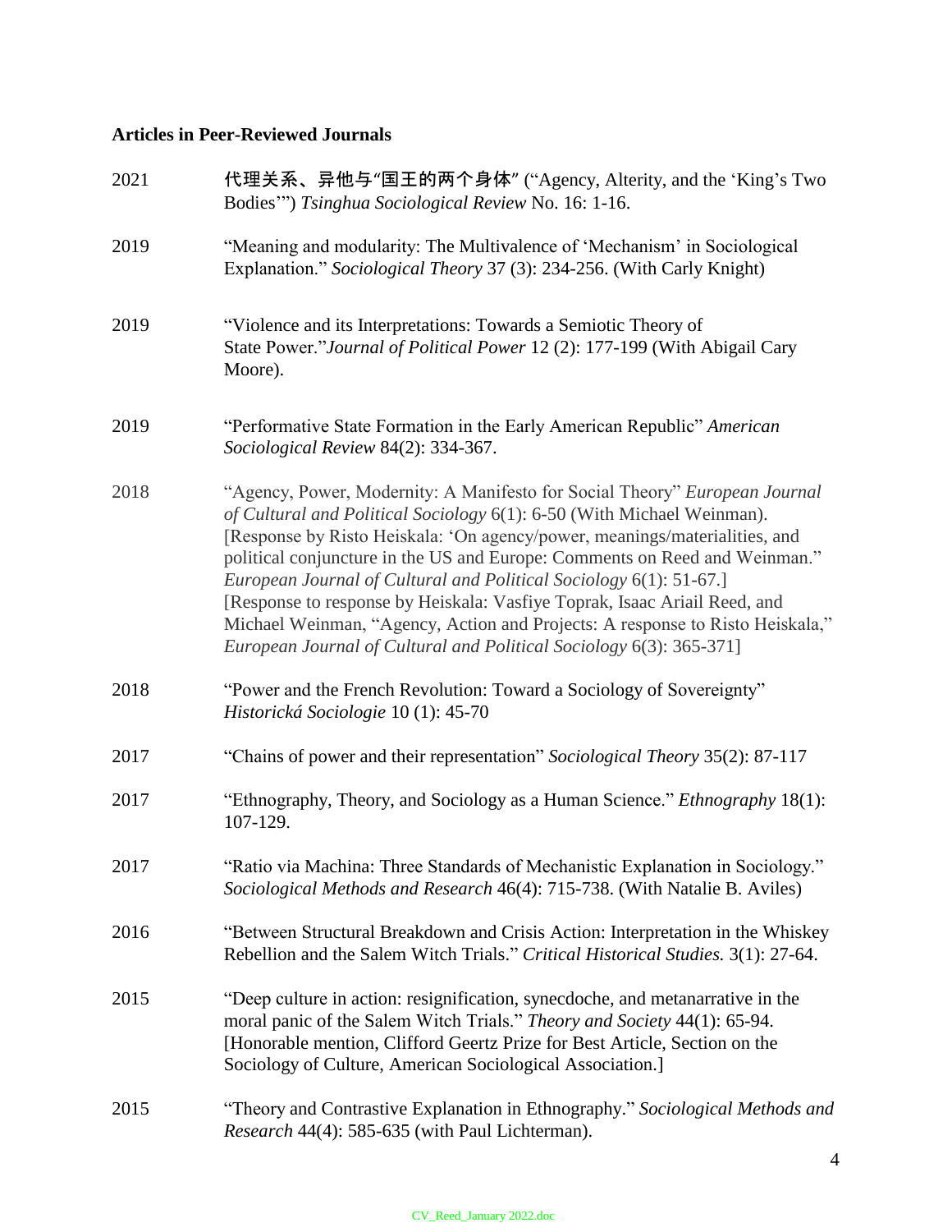## Articles in Peer-Reviewed Journals

2021 代理关系、异他与"国王的两个身体" ("Agency, Alterity, and the 'King's Two Bodies'") *Tsinghua Sociological Review* No. 16: 1-16.

2019 "Meaning and modularity: The Multivalence of 'Mechanism' in Sociological Explanation." *Sociological Theory* 37 (3): 234-256. (With Carly Knight)

2019 "Violence and its Interpretations: Towards a Semiotic Theory of State Power."*Journal of Political Power* 12 (2): 177-199 (With Abigail Cary Moore).

2019 "Performative State Formation in the Early American Republic" *American Sociological Review* 84(2): 334-367.

2018 "Agency, Power, Modernity: A Manifesto for Social Theory" *European Journal of Cultural and Political Sociology* 6(1): 6-50 (With Michael Weinman). [Response by Risto Heiskala: 'On agency/power, meanings/materialities, and political conjuncture in the US and Europe: Comments on Reed and Weinman." *European Journal of Cultural and Political Sociology* 6(1): 51-67.] [Response to response by Heiskala: Vasfiye Toprak, Isaac Ariail Reed, and Michael Weinman, "Agency, Action and Projects: A response to Risto Heiskala," *European Journal of Cultural and Political Sociology* 6(3): 365-371]

2018 "Power and the French Revolution: Toward a Sociology of Sovereignty" *Historická Sociologie* 10 (1): 45-70

2017 "Chains of power and their representation" *Sociological Theory* 35(2): 87-117

2017 "Ethnography, Theory, and Sociology as a Human Science." *Ethnography* 18(1): 107-129.

2017 "Ratio via Machina: Three Standards of Mechanistic Explanation in Sociology." *Sociological Methods and Research* 46(4): 715-738. (With Natalie B. Aviles)

2016 "Between Structural Breakdown and Crisis Action: Interpretation in the Whiskey Rebellion and the Salem Witch Trials." *Critical Historical Studies.* 3(1): 27-64.

2015 "Deep culture in action: resignification, synecdoche, and metanarrative in the moral panic of the Salem Witch Trials." *Theory and Society* 44(1): 65-94. [Honorable mention, Clifford Geertz Prize for Best Article, Section on the Sociology of Culture, American Sociological Association.]

2015 "Theory and Contrastive Explanation in Ethnography." *Sociological Methods and Research* 44(4): 585-635 (with Paul Lichterman).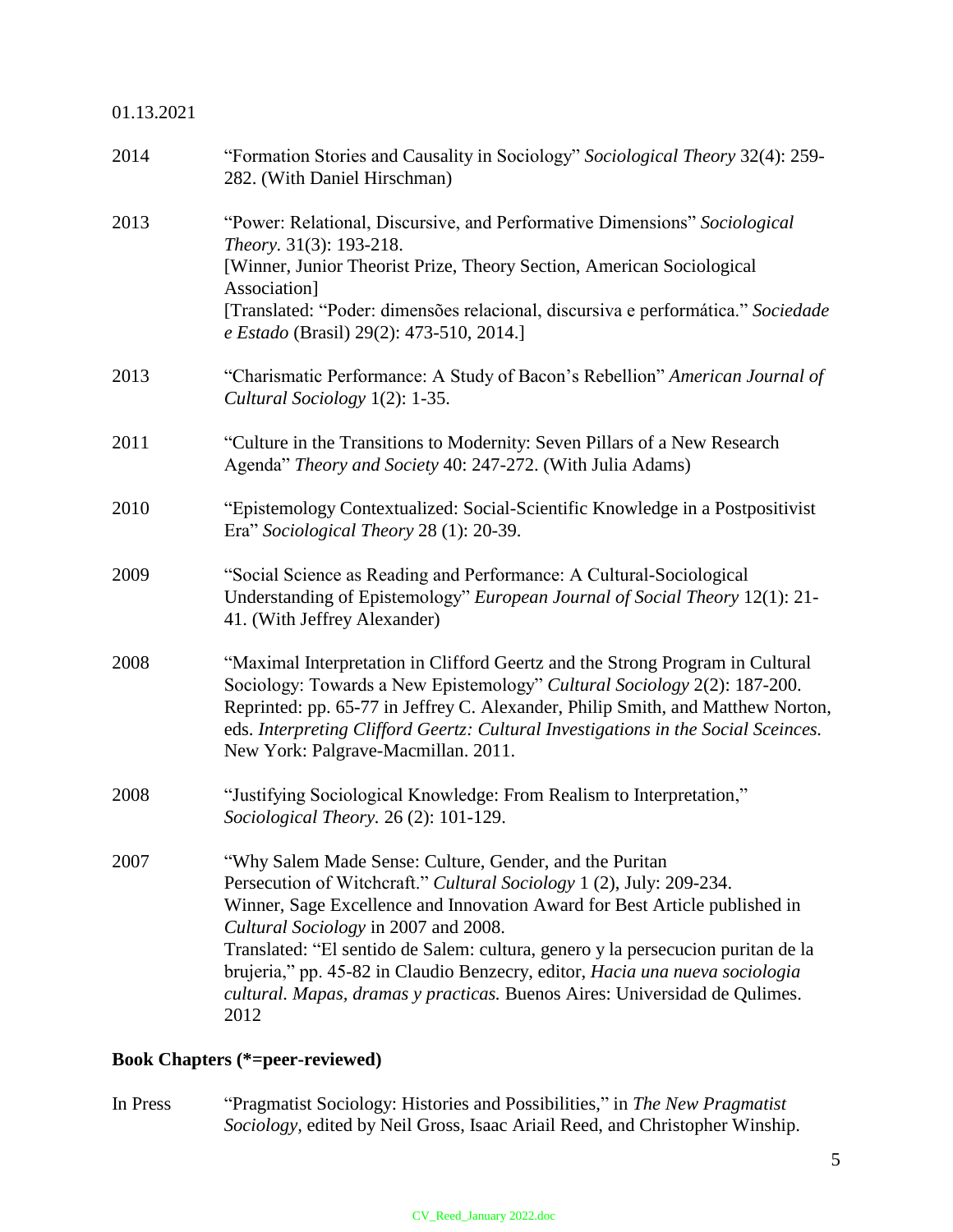01.13.2021

2014 "Formation Stories and Causality in Sociology" *Sociological Theory* 32(4): 259-282. (With Daniel Hirschman)

2013 "Power: Relational, Discursive, and Performative Dimensions" *Sociological Theory*. 31(3): 193-218.
[Winner, Junior Theorist Prize, Theory Section, American Sociological Association]
[Translated: "Poder: dimensões relacional, discursiva e performática." *Sociedade e Estado* (Brasil) 29(2): 473-510, 2014.]

2013 "Charismatic Performance: A Study of Bacon's Rebellion" *American Journal of Cultural Sociology* 1(2): 1-35.

2011 "Culture in the Transitions to Modernity: Seven Pillars of a New Research Agenda" *Theory and Society* 40: 247-272. (With Julia Adams)

2010 "Epistemology Contextualized: Social-Scientific Knowledge in a Postpositivist Era" *Sociological Theory* 28 (1): 20-39.

2009 "Social Science as Reading and Performance: A Cultural-Sociological Understanding of Epistemology" *European Journal of Social Theory* 12(1): 21-41. (With Jeffrey Alexander)

2008 "Maximal Interpretation in Clifford Geertz and the Strong Program in Cultural Sociology: Towards a New Epistemology" *Cultural Sociology* 2(2): 187-200. Reprinted: pp. 65-77 in Jeffrey C. Alexander, Philip Smith, and Matthew Norton, eds. *Interpreting Clifford Geertz: Cultural Investigations in the Social Sceinces.* New York: Palgrave-Macmillan. 2011.

2008 "Justifying Sociological Knowledge: From Realism to Interpretation," *Sociological Theory.* 26 (2): 101-129.

2007 "Why Salem Made Sense: Culture, Gender, and the Puritan Persecution of Witchcraft." *Cultural Sociology* 1 (2), July: 209-234.
Winner, Sage Excellence and Innovation Award for Best Article published in *Cultural Sociology* in 2007 and 2008.
Translated: "El sentido de Salem: cultura, genero y la persecucion puritan de la brujeria," pp. 45-82 in Claudio Benzecry, editor, *Hacia una nueva sociologia cultural. Mapas, dramas y practicas.* Buenos Aires: Universidad de Qulimes. 2012

**Book Chapters (*=peer-reviewed)**

In Press "Pragmatist Sociology: Histories and Possibilities," in *The New Pragmatist Sociology*, edited by Neil Gross, Isaac Ariail Reed, and Christopher Winship.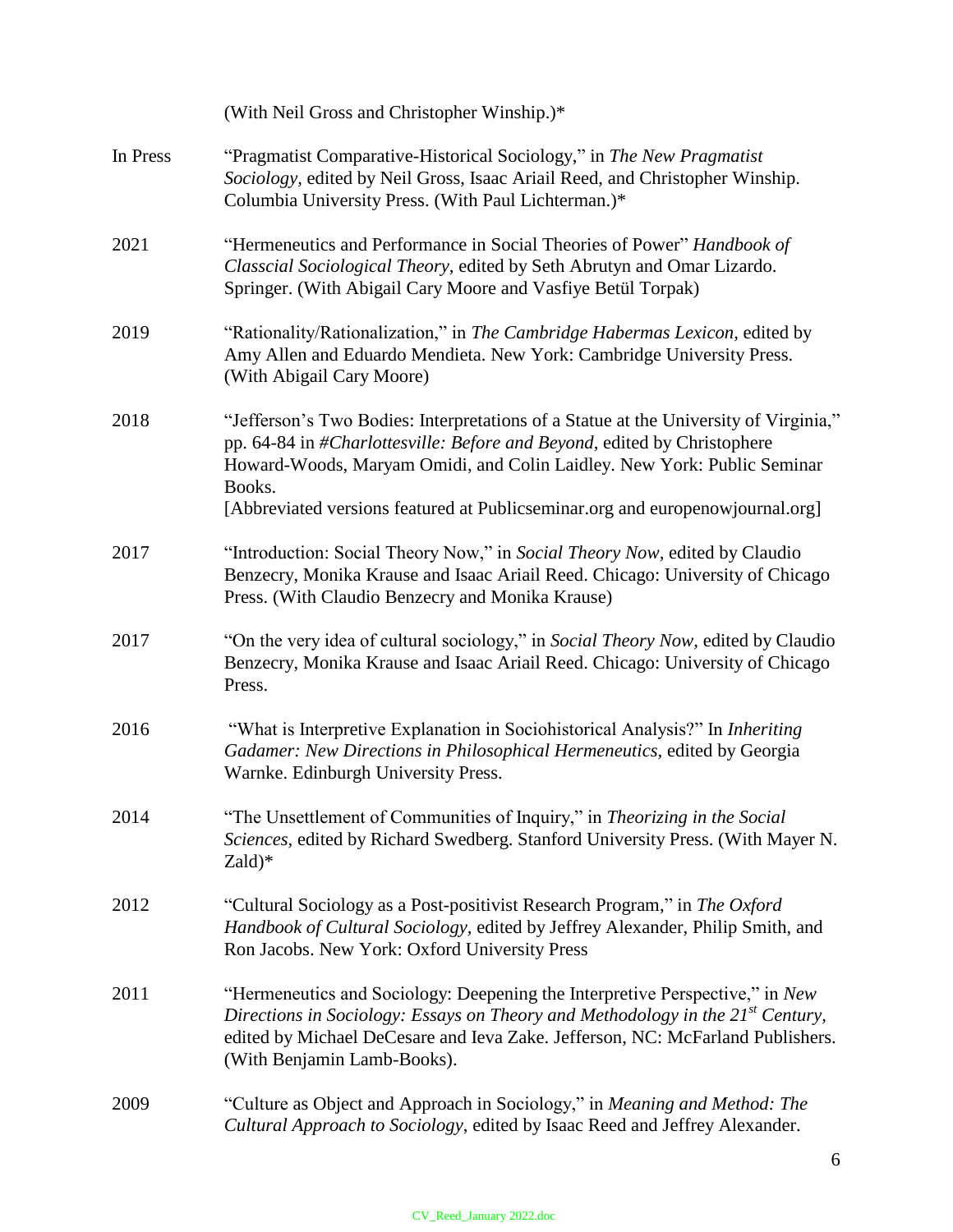(With Neil Gross and Christopher Winship.)*

In Press "Pragmatist Comparative-Historical Sociology," in *The New Pragmatist Sociology*, edited by Neil Gross, Isaac Ariail Reed, and Christopher Winship. Columbia University Press. (With Paul Lichterman.)*

2021 "Hermeneutics and Performance in Social Theories of Power" *Handbook of Classcial Sociological Theory*, edited by Seth Abrutyn and Omar Lizardo. Springer. (With Abigail Cary Moore and Vasfiye Betül Torpak)

2019 "Rationality/Rationalization," in *The Cambridge Habermas Lexicon*, edited by Amy Allen and Eduardo Mendieta. New York: Cambridge University Press. (With Abigail Cary Moore)

2018 "Jefferson's Two Bodies: Interpretations of a Statue at the University of Virginia," pp. 64-84 in *#Charlottesville: Before and Beyond*, edited by Christophere Howard-Woods, Maryam Omidi, and Colin Laidley. New York: Public Seminar Books.
[Abbreviated versions featured at Publicseminar.org and europenowjournal.org]

2017 "Introduction: Social Theory Now," in *Social Theory Now*, edited by Claudio Benzecry, Monika Krause and Isaac Ariail Reed. Chicago: University of Chicago Press. (With Claudio Benzecry and Monika Krause)

2017 "On the very idea of cultural sociology," in *Social Theory Now*, edited by Claudio Benzecry, Monika Krause and Isaac Ariail Reed. Chicago: University of Chicago Press.

2016 "What is Interpretive Explanation in Sociohistorical Analysis?" In *Inheriting Gadamer: New Directions in Philosophical Hermeneutics*, edited by Georgia Warnke. Edinburgh University Press.

2014 "The Unsettlement of Communities of Inquiry," in *Theorizing in the Social Sciences*, edited by Richard Swedberg. Stanford University Press. (With Mayer N. Zald)*

2012 "Cultural Sociology as a Post-positivist Research Program," in *The Oxford Handbook of Cultural Sociology*, edited by Jeffrey Alexander, Philip Smith, and Ron Jacobs. New York: Oxford University Press

2011 "Hermeneutics and Sociology: Deepening the Interpretive Perspective," in *New Directions in Sociology: Essays on Theory and Methodology in the 21st Century*, edited by Michael DeCesare and Ieva Zake. Jefferson, NC: McFarland Publishers. (With Benjamin Lamb-Books).

2009 "Culture as Object and Approach in Sociology," in *Meaning and Method: The Cultural Approach to Sociology*, edited by Isaac Reed and Jeffrey Alexander.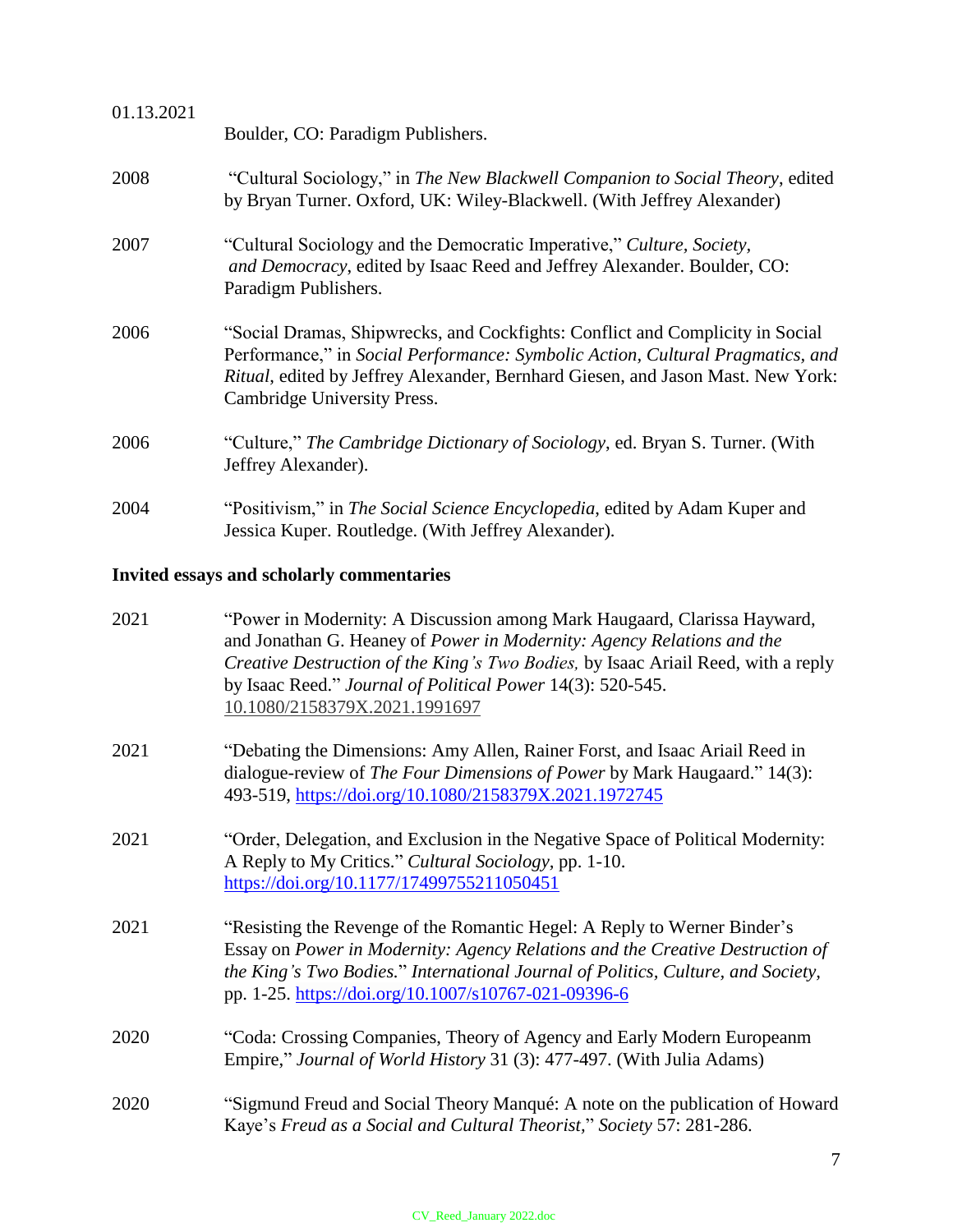Boulder, CO: Paradigm Publishers.

2008 "Cultural Sociology," in *The New Blackwell Companion to Social Theory*, edited by Bryan Turner. Oxford, UK: Wiley-Blackwell. (With Jeffrey Alexander)

2007 "Cultural Sociology and the Democratic Imperative," *Culture, Society, and Democracy*, edited by Isaac Reed and Jeffrey Alexander. Boulder, CO: Paradigm Publishers.

2006 "Social Dramas, Shipwrecks, and Cockfights: Conflict and Complicity in Social Performance," in *Social Performance: Symbolic Action, Cultural Pragmatics, and Ritual*, edited by Jeffrey Alexander, Bernhard Giesen, and Jason Mast. New York: Cambridge University Press.

2006 "Culture," *The Cambridge Dictionary of Sociology*, ed. Bryan S. Turner. (With Jeffrey Alexander).

2004 "Positivism," in *The Social Science Encyclopedia*, edited by Adam Kuper and Jessica Kuper. Routledge. (With Jeffrey Alexander).

**Invited essays and scholarly commentaries**

2021 "Power in Modernity: A Discussion among Mark Haugaard, Clarissa Hayward, and Jonathan G. Heaney of *Power in Modernity: Agency Relations and the Creative Destruction of the King's Two Bodies,* by Isaac Ariail Reed, with a reply by Isaac Reed." *Journal of Political Power* 14(3): 520-545. 10.1080/2158379X.2021.1991697

2021 "Debating the Dimensions: Amy Allen, Rainer Forst, and Isaac Ariail Reed in dialogue-review of *The Four Dimensions of Power* by Mark Haugaard." 14(3): 493-519, https://doi.org/10.1080/2158379X.2021.1972745

2021 "Order, Delegation, and Exclusion in the Negative Space of Political Modernity: A Reply to My Critics." *Cultural Sociology*, pp. 1-10. https://doi.org/10.1177/17499755211050451

2021 "Resisting the Revenge of the Romantic Hegel: A Reply to Werner Binder's Essay on *Power in Modernity: Agency Relations and the Creative Destruction of the King's Two Bodies.*" *International Journal of Politics, Culture, and Society*, pp. 1-25. https://doi.org/10.1007/s10767-021-09396-6

2020 "Coda: Crossing Companies, Theory of Agency and Early Modern Europeanm Empire," *Journal of World History* 31 (3): 477-497. (With Julia Adams)

2020 "Sigmund Freud and Social Theory Manqué: A note on the publication of Howard Kaye's *Freud as a Social and Cultural Theorist,*" *Society* 57: 281-286.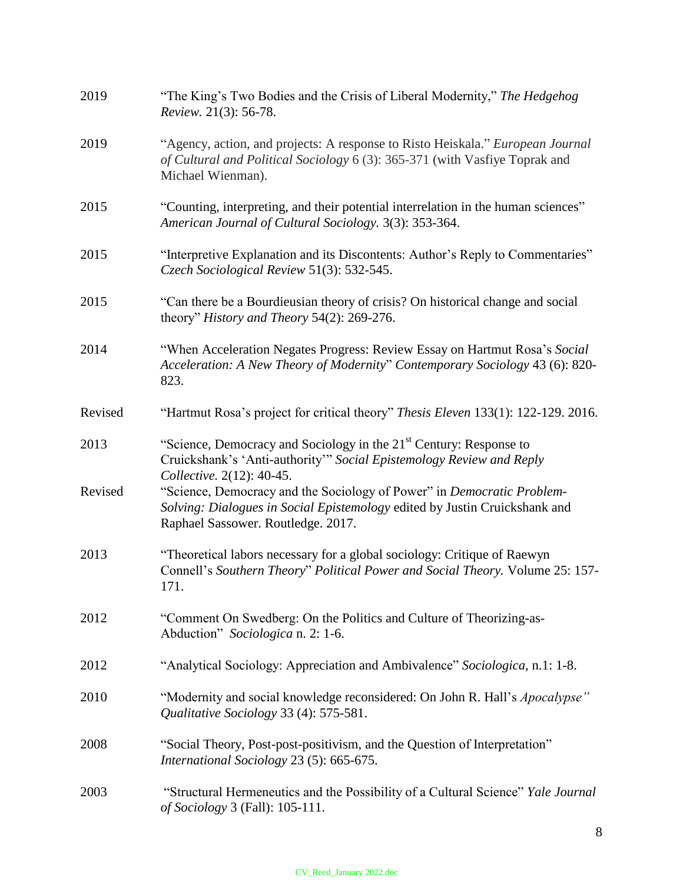2019 “The King’s Two Bodies and the Crisis of Liberal Modernity,” *The Hedgehog Review.* 21(3): 56-78.

2019 “Agency, action, and projects: A response to Risto Heiskala.” *European Journal of Cultural and Political Sociology* 6 (3): 365-371 (with Vasfiye Toprak and Michael Wienman).

2015 “Counting, interpreting, and their potential interrelation in the human sciences” *American Journal of Cultural Sociology.* 3(3): 353-364.

2015 “Interpretive Explanation and its Discontents: Author’s Reply to Commentaries” *Czech Sociological Review* 51(3): 532-545.

2015 “Can there be a Bourdieusian theory of crisis? On historical change and social theory” *History and Theory* 54(2): 269-276.

2014 “When Acceleration Negates Progress: Review Essay on Hartmut Rosa’s *Social Acceleration: A New Theory of Modernity*” *Contemporary Sociology* 43 (6): 820-823.

Revised “Hartmut Rosa’s project for critical theory” *Thesis Eleven* 133(1): 122-129. 2016.

2013 “Science, Democracy and Sociology in the 21st Century: Response to Cruickshank’s ‘Anti-authority’” *Social Epistemology Review and Reply Collective.* 2(12): 40-45.

Revised “Science, Democracy and the Sociology of Power” in *Democratic Problem-Solving: Dialogues in Social Epistemology* edited by Justin Cruickshank and Raphael Sassower. Routledge. 2017.

2013 “Theoretical labors necessary for a global sociology: Critique of Raewyn Connell’s *Southern Theory*” *Political Power and Social Theory.* Volume 25: 157-171.

2012 “Comment On Swedberg: On the Politics and Culture of Theorizing-as-Abduction” *Sociologica* n. 2: 1-6.

2012 “Analytical Sociology: Appreciation and Ambivalence” *Sociologica,* n.1: 1-8.

2010 “Modernity and social knowledge reconsidered: On John R. Hall’s *Apocalypse”* *Qualitative Sociology* 33 (4): 575-581.

2008 “Social Theory, Post-post-positivism, and the Question of Interpretation” *International Sociology* 23 (5): 665-675.

2003 “Structural Hermeneutics and the Possibility of a Cultural Science” *Yale Journal of Sociology* 3 (Fall): 105-111.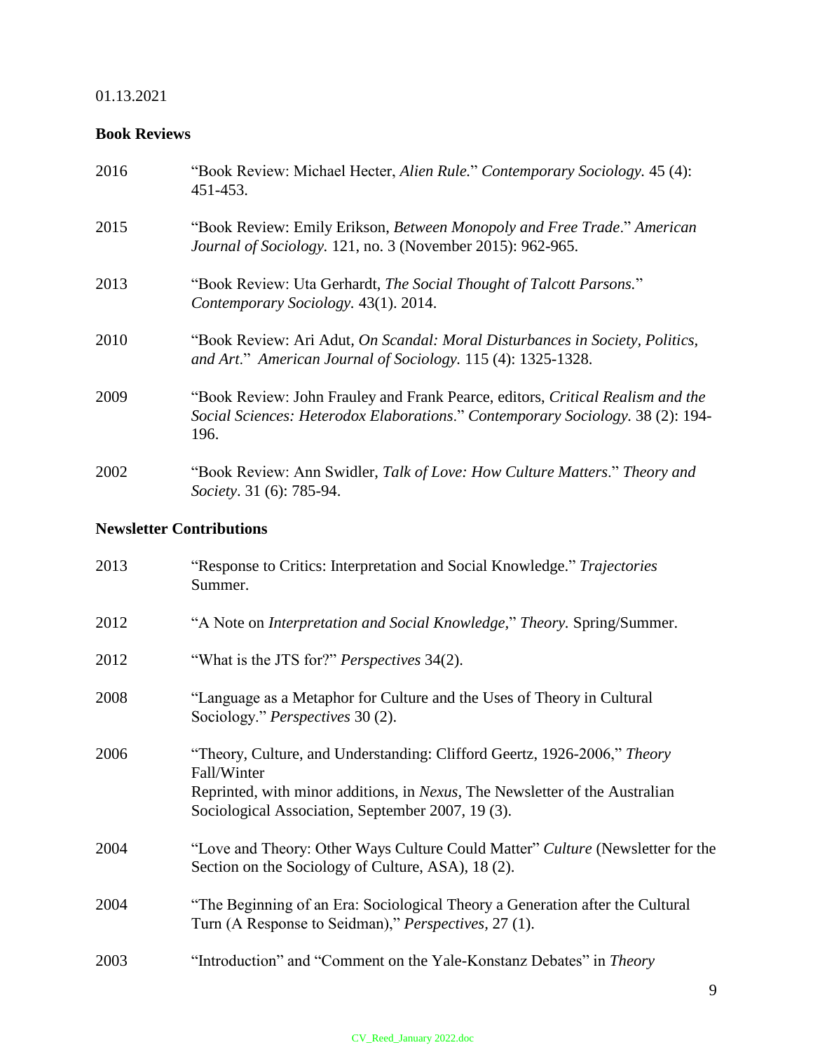01.13.2021

**Book Reviews**

2016 "Book Review: Michael Hecter, *Alien Rule.*" *Contemporary Sociology.* 45 (4): 451-453.

2015 "Book Review: Emily Erikson, *Between Monopoly and Free Trade*." *American Journal of Sociology.* 121, no. 3 (November 2015): 962-965.

2013 "Book Review: Uta Gerhardt, *The Social Thought of Talcott Parsons.*" *Contemporary Sociology.* 43(1). 2014.

2010 "Book Review: Ari Adut, *On Scandal: Moral Disturbances in Society, Politics, and Art*." *American Journal of Sociology.* 115 (4): 1325-1328.

2009 "Book Review: John Frauley and Frank Pearce, editors, *Critical Realism and the Social Sciences: Heterodox Elaborations*." *Contemporary Sociology.* 38 (2): 194-196.

2002 "Book Review: Ann Swidler, *Talk of Love: How Culture Matters*." *Theory and Society*. 31 (6): 785-94.

**Newsletter Contributions**

2013 "Response to Critics: Interpretation and Social Knowledge." *Trajectories* Summer.

2012 "A Note on *Interpretation and Social Knowledge*," *Theory*. Spring/Summer.

2012 "What is the JTS for?" *Perspectives* 34(2).

2008 "Language as a Metaphor for Culture and the Uses of Theory in Cultural Sociology." *Perspectives* 30 (2).

2006 "Theory, Culture, and Understanding: Clifford Geertz, 1926-2006," *Theory* Fall/Winter
Reprinted, with minor additions, in *Nexus*, The Newsletter of the Australian Sociological Association, September 2007, 19 (3).

2004 "Love and Theory: Other Ways Culture Could Matter" *Culture* (Newsletter for the Section on the Sociology of Culture, ASA), 18 (2).

2004 "The Beginning of an Era: Sociological Theory a Generation after the Cultural Turn (A Response to Seidman)," *Perspectives,* 27 (1).

2003 "Introduction" and "Comment on the Yale-Konstanz Debates" in *Theory*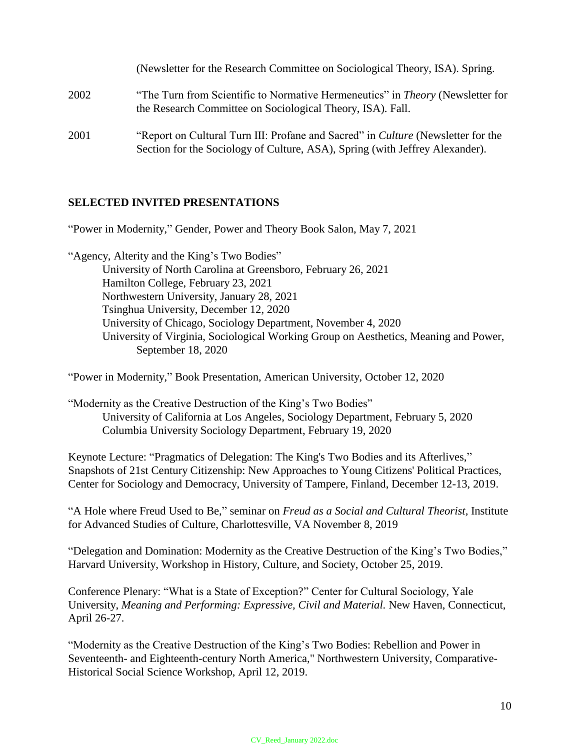(Newsletter for the Research Committee on Sociological Theory, ISA). Spring.

2002 “The Turn from Scientific to Normative Hermeneutics” in *Theory* (Newsletter for the Research Committee on Sociological Theory, ISA). Fall.

2001 “Report on Cultural Turn III: Profane and Sacred” in *Culture* (Newsletter for the Section for the Sociology of Culture, ASA), Spring (with Jeffrey Alexander).

## SELECTED INVITED PRESENTATIONS

“Power in Modernity,” Gender, Power and Theory Book Salon, May 7, 2021

“Agency, Alterity and the King’s Two Bodies”
University of North Carolina at Greensboro, February 26, 2021
Hamilton College, February 23, 2021
Northwestern University, January 28, 2021
Tsinghua University, December 12, 2020
University of Chicago, Sociology Department, November 4, 2020
University of Virginia, Sociological Working Group on Aesthetics, Meaning and Power, September 18, 2020

“Power in Modernity,” Book Presentation, American University, October 12, 2020

“Modernity as the Creative Destruction of the King’s Two Bodies”
University of California at Los Angeles, Sociology Department, February 5, 2020
Columbia University Sociology Department, February 19, 2020

Keynote Lecture: “Pragmatics of Delegation: The King's Two Bodies and its Afterlives,” Snapshots of 21st Century Citizenship: New Approaches to Young Citizens' Political Practices, Center for Sociology and Democracy, University of Tampere, Finland, December 12-13, 2019.

“A Hole where Freud Used to Be,” seminar on *Freud as a Social and Cultural Theorist*, Institute for Advanced Studies of Culture, Charlottesville, VA November 8, 2019

“Delegation and Domination: Modernity as the Creative Destruction of the King’s Two Bodies,” Harvard University, Workshop in History, Culture, and Society, October 25, 2019.

Conference Plenary: “What is a State of Exception?” Center for Cultural Sociology, Yale University, *Meaning and Performing: Expressive, Civil and Material.* New Haven, Connecticut, April 26-27.

“Modernity as the Creative Destruction of the King’s Two Bodies: Rebellion and Power in Seventeenth- and Eighteenth-century North America," Northwestern University, Comparative-Historical Social Science Workshop, April 12, 2019.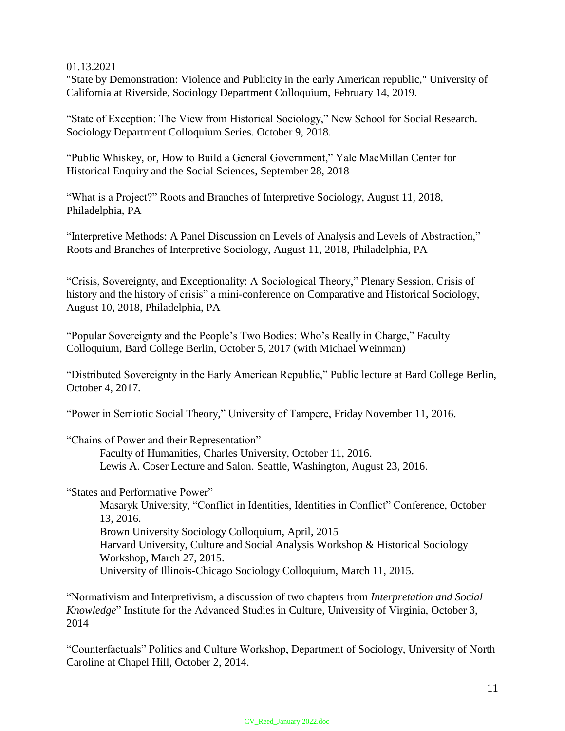01.13.2021

"State by Demonstration: Violence and Publicity in the early American republic," University of California at Riverside, Sociology Department Colloquium, February 14, 2019.

"State of Exception: The View from Historical Sociology," New School for Social Research. Sociology Department Colloquium Series. October 9, 2018.

"Public Whiskey, or, How to Build a General Government," Yale MacMillan Center for Historical Enquiry and the Social Sciences, September 28, 2018

"What is a Project?" Roots and Branches of Interpretive Sociology, August 11, 2018, Philadelphia, PA

"Interpretive Methods: A Panel Discussion on Levels of Analysis and Levels of Abstraction," Roots and Branches of Interpretive Sociology, August 11, 2018, Philadelphia, PA

"Crisis, Sovereignty, and Exceptionality: A Sociological Theory," Plenary Session, Crisis of history and the history of crisis" a mini-conference on Comparative and Historical Sociology, August 10, 2018, Philadelphia, PA

"Popular Sovereignty and the People's Two Bodies: Who's Really in Charge," Faculty Colloquium, Bard College Berlin, October 5, 2017 (with Michael Weinman)

"Distributed Sovereignty in the Early American Republic," Public lecture at Bard College Berlin, October 4, 2017.

"Power in Semiotic Social Theory," University of Tampere, Friday November 11, 2016.

"Chains of Power and their Representation"

Faculty of Humanities, Charles University, October 11, 2016.
Lewis A. Coser Lecture and Salon. Seattle, Washington, August 23, 2016.

"States and Performative Power"

Masaryk University, "Conflict in Identities, Identities in Conflict" Conference, October 13, 2016.
Brown University Sociology Colloquium, April, 2015
Harvard University, Culture and Social Analysis Workshop & Historical Sociology Workshop, March 27, 2015.
University of Illinois-Chicago Sociology Colloquium, March 11, 2015.

"Normativism and Interpretivism, a discussion of two chapters from *Interpretation and Social Knowledge*" Institute for the Advanced Studies in Culture, University of Virginia, October 3, 2014

"Counterfactuals" Politics and Culture Workshop, Department of Sociology, University of North Caroline at Chapel Hill, October 2, 2014.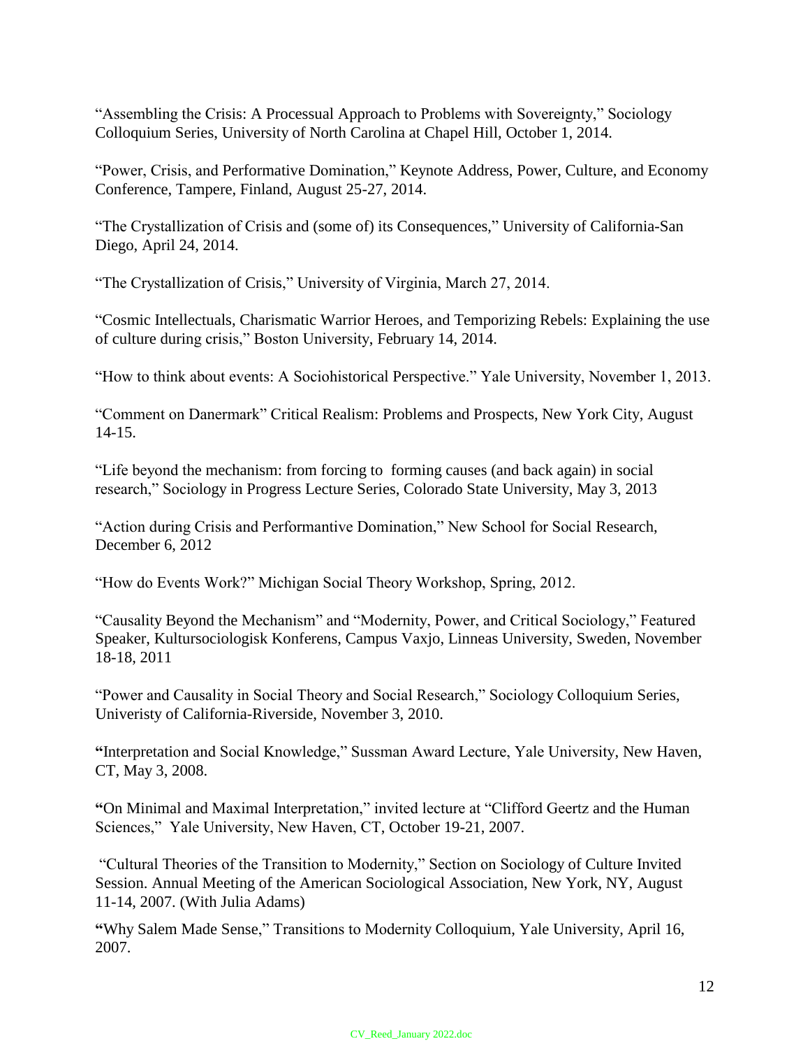"Assembling the Crisis: A Processual Approach to Problems with Sovereignty," Sociology Colloquium Series, University of North Carolina at Chapel Hill, October 1, 2014.

"Power, Crisis, and Performative Domination," Keynote Address, Power, Culture, and Economy Conference, Tampere, Finland, August 25-27, 2014.

"The Crystallization of Crisis and (some of) its Consequences," University of California-San Diego, April 24, 2014.

"The Crystallization of Crisis," University of Virginia, March 27, 2014.

"Cosmic Intellectuals, Charismatic Warrior Heroes, and Temporizing Rebels: Explaining the use of culture during crisis," Boston University, February 14, 2014.

"How to think about events: A Sociohistorical Perspective." Yale University, November 1, 2013.

"Comment on Danermark" Critical Realism: Problems and Prospects, New York City, August 14-15.

"Life beyond the mechanism: from forcing to forming causes (and back again) in social research," Sociology in Progress Lecture Series, Colorado State University, May 3, 2013

"Action during Crisis and Performantive Domination," New School for Social Research, December 6, 2012

"How do Events Work?" Michigan Social Theory Workshop, Spring, 2012.

"Causality Beyond the Mechanism" and "Modernity, Power, and Critical Sociology," Featured Speaker, Kultursociologisk Konferens, Campus Vaxjo, Linneas University, Sweden, November 18-18, 2011

"Power and Causality in Social Theory and Social Research," Sociology Colloquium Series, Univeristy of California-Riverside, November 3, 2010.

**"**Interpretation and Social Knowledge," Sussman Award Lecture, Yale University, New Haven, CT, May 3, 2008.

**"**On Minimal and Maximal Interpretation," invited lecture at "Clifford Geertz and the Human Sciences," Yale University, New Haven, CT, October 19-21, 2007.

"Cultural Theories of the Transition to Modernity," Section on Sociology of Culture Invited Session. Annual Meeting of the American Sociological Association, New York, NY, August 11-14, 2007. (With Julia Adams)

**"**Why Salem Made Sense," Transitions to Modernity Colloquium, Yale University, April 16, 2007.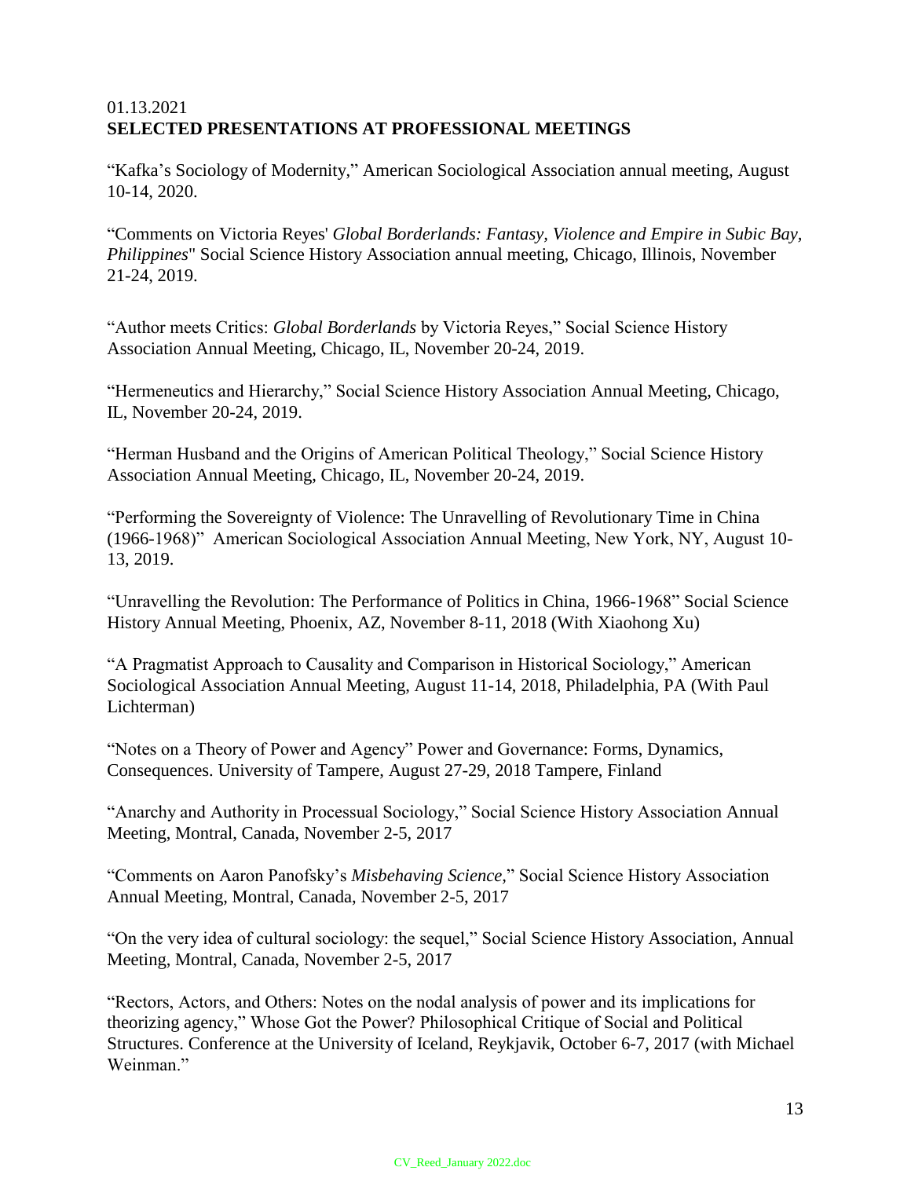01.13.2021

**SELECTED PRESENTATIONS AT PROFESSIONAL MEETINGS**

"Kafka's Sociology of Modernity," American Sociological Association annual meeting, August 10-14, 2020.

"Comments on Victoria Reyes' *Global Borderlands: Fantasy, Violence and Empire in Subic Bay, Philippines*" Social Science History Association annual meeting, Chicago, Illinois, November 21-24, 2019.

"Author meets Critics: *Global Borderlands* by Victoria Reyes," Social Science History Association Annual Meeting, Chicago, IL, November 20-24, 2019.

"Hermeneutics and Hierarchy," Social Science History Association Annual Meeting, Chicago, IL, November 20-24, 2019.

"Herman Husband and the Origins of American Political Theology," Social Science History Association Annual Meeting, Chicago, IL, November 20-24, 2019.

"Performing the Sovereignty of Violence: The Unravelling of Revolutionary Time in China (1966-1968)" American Sociological Association Annual Meeting, New York, NY, August 10-13, 2019.

"Unravelling the Revolution: The Performance of Politics in China, 1966-1968" Social Science History Annual Meeting, Phoenix, AZ, November 8-11, 2018 (With Xiaohong Xu)

"A Pragmatist Approach to Causality and Comparison in Historical Sociology," American Sociological Association Annual Meeting, August 11-14, 2018, Philadelphia, PA (With Paul Lichterman)

"Notes on a Theory of Power and Agency" Power and Governance: Forms, Dynamics, Consequences. University of Tampere, August 27-29, 2018 Tampere, Finland

"Anarchy and Authority in Processual Sociology," Social Science History Association Annual Meeting, Montral, Canada, November 2-5, 2017

"Comments on Aaron Panofsky's *Misbehaving Science*," Social Science History Association Annual Meeting, Montral, Canada, November 2-5, 2017

"On the very idea of cultural sociology: the sequel," Social Science History Association, Annual Meeting, Montral, Canada, November 2-5, 2017

"Rectors, Actors, and Others: Notes on the nodal analysis of power and its implications for theorizing agency," Whose Got the Power? Philosophical Critique of Social and Political Structures. Conference at the University of Iceland, Reykjavik, October 6-7, 2017 (with Michael Weinman."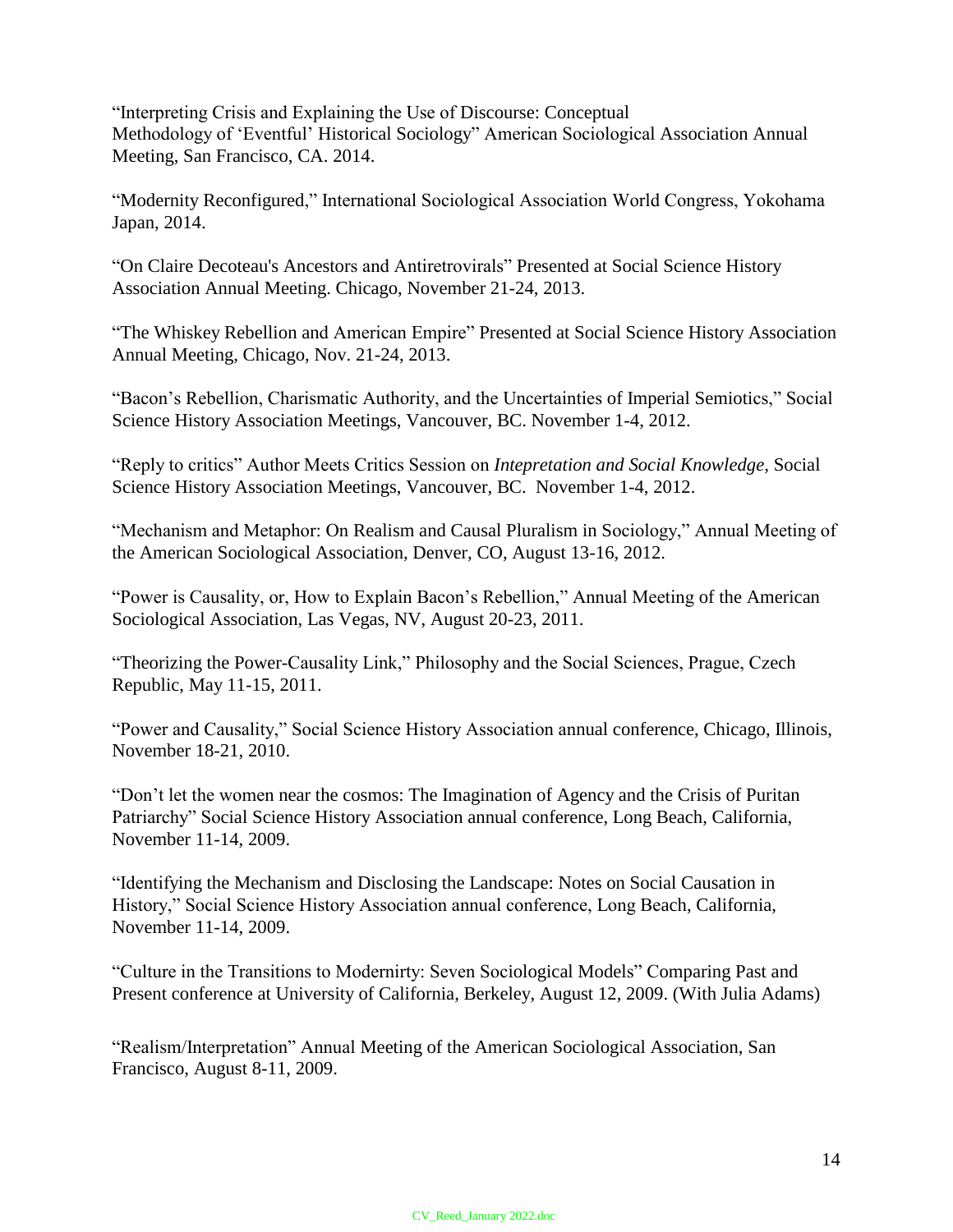"Interpreting Crisis and Explaining the Use of Discourse: Conceptual Methodology of 'Eventful' Historical Sociology" American Sociological Association Annual Meeting, San Francisco, CA. 2014.

"Modernity Reconfigured," International Sociological Association World Congress, Yokohama Japan, 2014.

"On Claire Decoteau's Ancestors and Antiretrovirals" Presented at Social Science History Association Annual Meeting. Chicago, November 21-24, 2013.

"The Whiskey Rebellion and American Empire" Presented at Social Science History Association Annual Meeting, Chicago, Nov. 21-24, 2013.

"Bacon's Rebellion, Charismatic Authority, and the Uncertainties of Imperial Semiotics," Social Science History Association Meetings, Vancouver, BC. November 1-4, 2012.

"Reply to critics" Author Meets Critics Session on *Intepretation and Social Knowledge,* Social Science History Association Meetings, Vancouver, BC. November 1-4, 2012.

"Mechanism and Metaphor: On Realism and Causal Pluralism in Sociology," Annual Meeting of the American Sociological Association, Denver, CO, August 13-16, 2012.

"Power is Causality, or, How to Explain Bacon's Rebellion," Annual Meeting of the American Sociological Association, Las Vegas, NV, August 20-23, 2011.

"Theorizing the Power-Causality Link," Philosophy and the Social Sciences, Prague, Czech Republic, May 11-15, 2011.

"Power and Causality," Social Science History Association annual conference, Chicago, Illinois, November 18-21, 2010.

"Don't let the women near the cosmos: The Imagination of Agency and the Crisis of Puritan Patriarchy" Social Science History Association annual conference, Long Beach, California, November 11-14, 2009.

"Identifying the Mechanism and Disclosing the Landscape: Notes on Social Causation in History," Social Science History Association annual conference, Long Beach, California, November 11-14, 2009.

"Culture in the Transitions to Modernirty: Seven Sociological Models" Comparing Past and Present conference at University of California, Berkeley, August 12, 2009. (With Julia Adams)

"Realism/Interpretation" Annual Meeting of the American Sociological Association, San Francisco, August 8-11, 2009.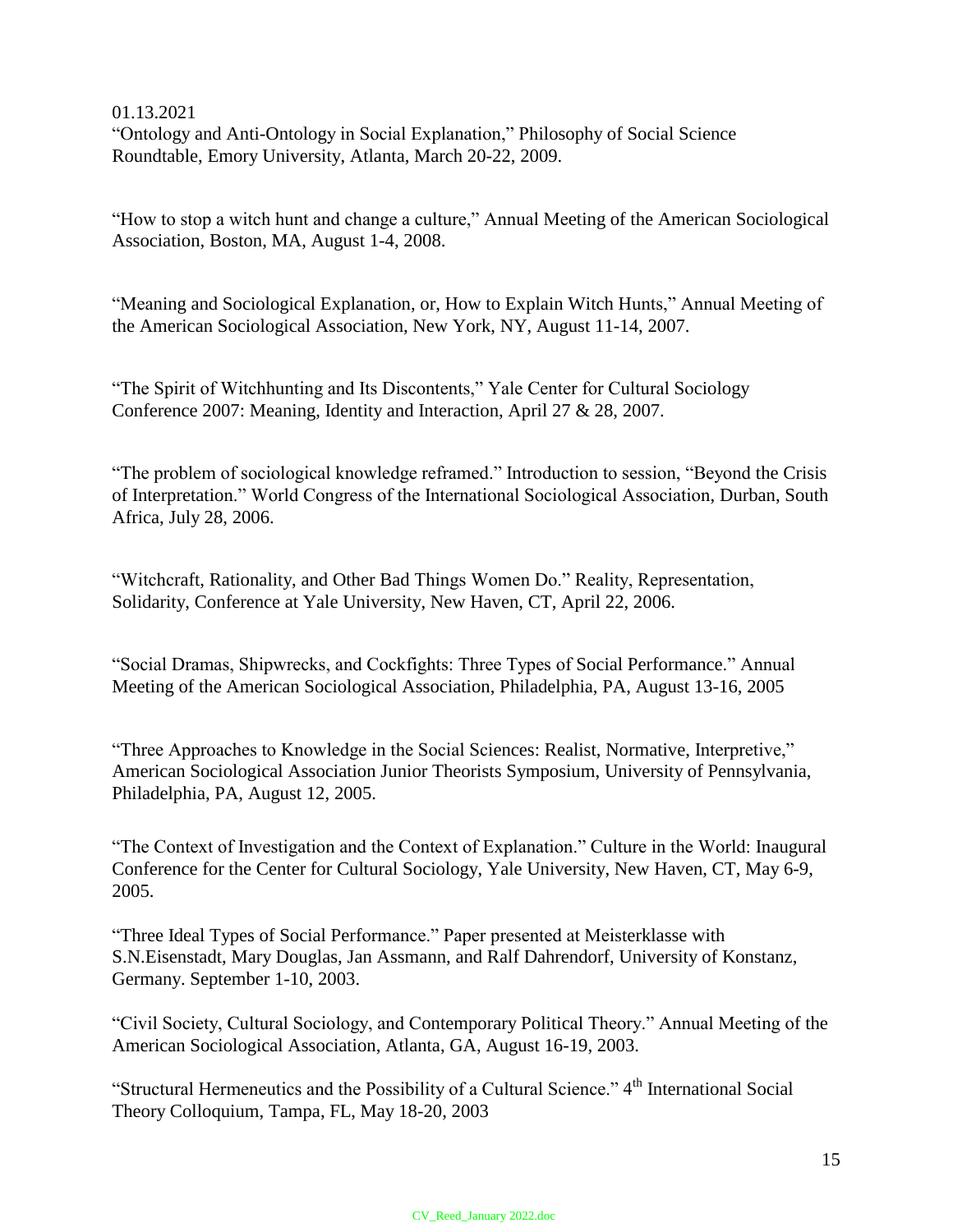01.13.2021

"Ontology and Anti-Ontology in Social Explanation," Philosophy of Social Science Roundtable, Emory University, Atlanta, March 20-22, 2009.

"How to stop a witch hunt and change a culture," Annual Meeting of the American Sociological Association, Boston, MA, August 1-4, 2008.

"Meaning and Sociological Explanation, or, How to Explain Witch Hunts," Annual Meeting of the American Sociological Association, New York, NY, August 11-14, 2007.

"The Spirit of Witchhunting and Its Discontents," Yale Center for Cultural Sociology Conference 2007: Meaning, Identity and Interaction, April 27 & 28, 2007.

"The problem of sociological knowledge reframed." Introduction to session, "Beyond the Crisis of Interpretation." World Congress of the International Sociological Association, Durban, South Africa, July 28, 2006.

"Witchcraft, Rationality, and Other Bad Things Women Do." Reality, Representation, Solidarity, Conference at Yale University, New Haven, CT, April 22, 2006.

"Social Dramas, Shipwrecks, and Cockfights: Three Types of Social Performance." Annual Meeting of the American Sociological Association, Philadelphia, PA, August 13-16, 2005

"Three Approaches to Knowledge in the Social Sciences: Realist, Normative, Interpretive," American Sociological Association Junior Theorists Symposium, University of Pennsylvania, Philadelphia, PA, August 12, 2005.

"The Context of Investigation and the Context of Explanation." Culture in the World: Inaugural Conference for the Center for Cultural Sociology, Yale University, New Haven, CT, May 6-9, 2005.

"Three Ideal Types of Social Performance." Paper presented at Meisterklasse with S.N.Eisenstadt, Mary Douglas, Jan Assmann, and Ralf Dahrendorf, University of Konstanz, Germany. September 1-10, 2003.

"Civil Society, Cultural Sociology, and Contemporary Political Theory." Annual Meeting of the American Sociological Association, Atlanta, GA, August 16-19, 2003.

"Structural Hermeneutics and the Possibility of a Cultural Science." 4th International Social Theory Colloquium, Tampa, FL, May 18-20, 2003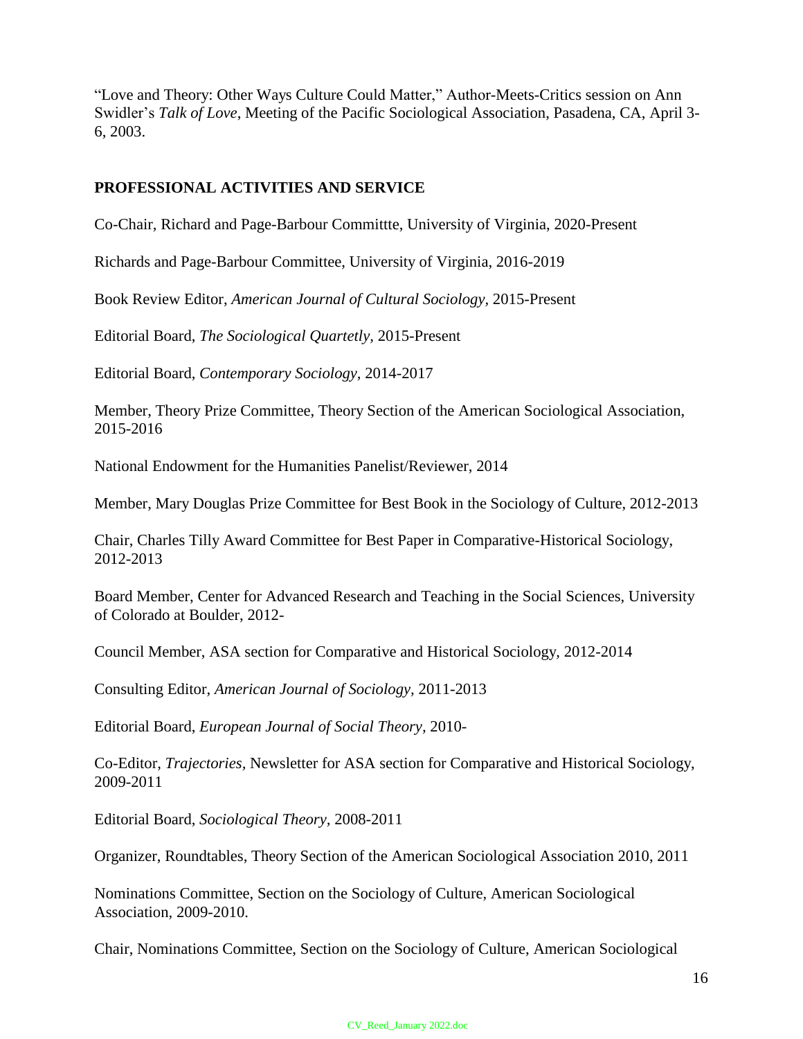"Love and Theory: Other Ways Culture Could Matter," Author-Meets-Critics session on Ann Swidler's *Talk of Love*, Meeting of the Pacific Sociological Association, Pasadena, CA, April 3-6, 2003.

**PROFESSIONAL ACTIVITIES AND SERVICE**

Co-Chair, Richard and Page-Barbour Committte, University of Virginia, 2020-Present

Richards and Page-Barbour Committee, University of Virginia, 2016-2019

Book Review Editor, *American Journal of Cultural Sociology,* 2015-Present

Editorial Board, *The Sociological Quartetly,* 2015-Present

Editorial Board, *Contemporary Sociology,* 2014-2017

Member, Theory Prize Committee, Theory Section of the American Sociological Association, 2015-2016

National Endowment for the Humanities Panelist/Reviewer, 2014

Member, Mary Douglas Prize Committee for Best Book in the Sociology of Culture, 2012-2013

Chair, Charles Tilly Award Committee for Best Paper in Comparative-Historical Sociology, 2012-2013

Board Member, Center for Advanced Research and Teaching in the Social Sciences, University of Colorado at Boulder, 2012-

Council Member, ASA section for Comparative and Historical Sociology, 2012-2014

Consulting Editor, *American Journal of Sociology,* 2011-2013

Editorial Board, *European Journal of Social Theory,* 2010-

Co-Editor, *Trajectories,* Newsletter for ASA section for Comparative and Historical Sociology, 2009-2011

Editorial Board, *Sociological Theory,* 2008-2011

Organizer, Roundtables, Theory Section of the American Sociological Association 2010, 2011

Nominations Committee, Section on the Sociology of Culture, American Sociological Association, 2009-2010.

Chair, Nominations Committee, Section on the Sociology of Culture, American Sociological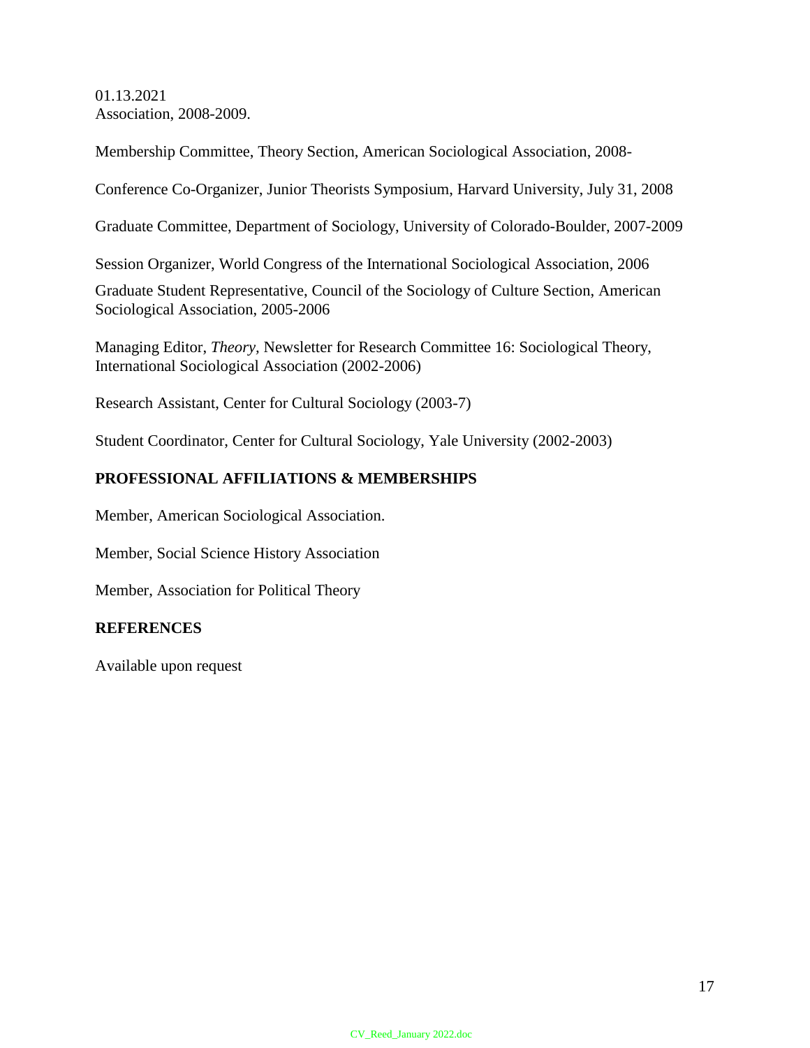Association, 2008-2009.

Membership Committee, Theory Section, American Sociological Association, 2008-

Conference Co-Organizer, Junior Theorists Symposium, Harvard University, July 31, 2008

Graduate Committee, Department of Sociology, University of Colorado-Boulder, 2007-2009

Session Organizer, World Congress of the International Sociological Association, 2006

Graduate Student Representative, Council of the Sociology of Culture Section, American Sociological Association, 2005-2006

Managing Editor, *Theory*, Newsletter for Research Committee 16: Sociological Theory, International Sociological Association (2002-2006)

Research Assistant, Center for Cultural Sociology (2003-7)

Student Coordinator, Center for Cultural Sociology, Yale University (2002-2003)

**PROFESSIONAL AFFILIATIONS & MEMBERSHIPS**

Member, American Sociological Association.

Member, Social Science History Association

Member, Association for Political Theory

**REFERENCES**

Available upon request